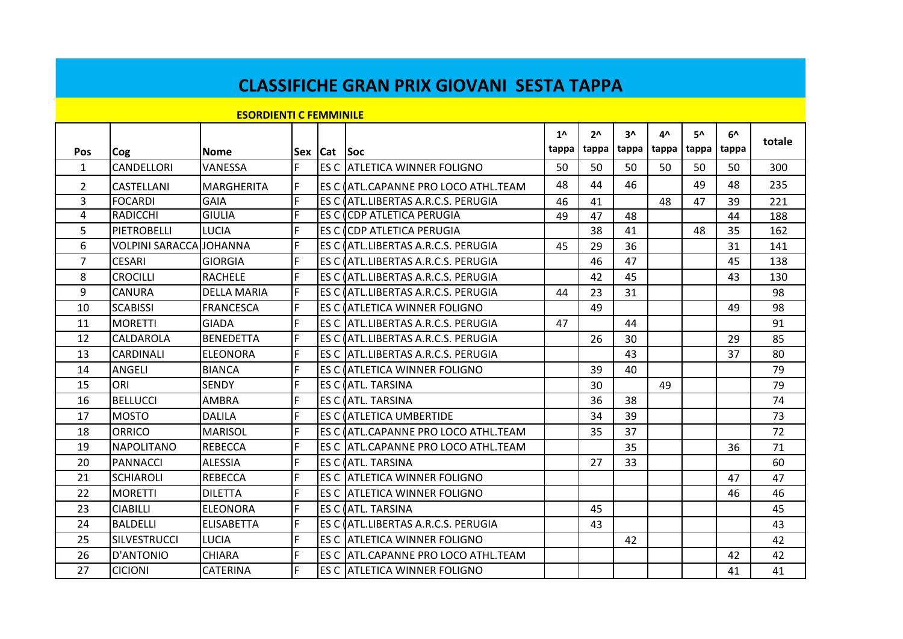# CLASSIFICHE GRAN PRIX GIOVANI SESTA TAPPA

## ESORDIENTI C FEMMINILE

| Pos | Cog | Nome | Sex | Cat | Soc | 1^ tappa | 2^ tappa | 3^ tappa | 4^ tappa | 5^ tappa | 6^ tappa | totale |
|---|---|---|---|---|---|---|---|---|---|---|---|---|
| 1 | CANDELLORI | VANESSA | F | ES C | ATLETICA WINNER FOLIGNO | 50 | 50 | 50 | 50 | 50 | 50 | 300 |
| 2 | CASTELLANI | MARGHERITA | F | ES C | ATL.CAPANNE PRO LOCO ATHL.TEAM | 48 | 44 | 46 | | 49 | 48 | 235 |
| 3 | FOCARDI | GAIA | F | ES C | ATL.LIBERTAS A.R.C.S. PERUGIA | 46 | 41 | | 48 | 47 | 39 | 221 |
| 4 | RADICCHI | GIULIA | F | ES C | CDP ATLETICA PERUGIA | 49 | 47 | 48 | | | 44 | 188 |
| 5 | PIETROBELLI | LUCIA | F | ES C | CDP ATLETICA PERUGIA | | 38 | 41 | | 48 | 35 | 162 |
| 6 | VOLPINI SARACCA | JOHANNA | F | ES C | ATL.LIBERTAS A.R.C.S. PERUGIA | 45 | 29 | 36 | | | 31 | 141 |
| 7 | CESARI | GIORGIA | F | ES C | ATL.LIBERTAS A.R.C.S. PERUGIA | | 46 | 47 | | | 45 | 138 |
| 8 | CROCILLI | RACHELE | F | ES C | ATL.LIBERTAS A.R.C.S. PERUGIA | | 42 | 45 | | | 43 | 130 |
| 9 | CANURA | DELLA MARIA | F | ES C | ATL.LIBERTAS A.R.C.S. PERUGIA | 44 | 23 | 31 | | | | 98 |
| 10 | SCABISSI | FRANCESCA | F | ES C | ATLETICA WINNER FOLIGNO | | 49 | | | | 49 | 98 |
| 11 | MORETTI | GIADA | F | ES C | ATL.LIBERTAS A.R.C.S. PERUGIA | 47 | | 44 | | | | 91 |
| 12 | CALDAROLA | BENEDETTA | F | ES C | ATL.LIBERTAS A.R.C.S. PERUGIA | | 26 | 30 | | | 29 | 85 |
| 13 | CARDINALI | ELEONORA | F | ES C | ATL.LIBERTAS A.R.C.S. PERUGIA | | | 43 | | | 37 | 80 |
| 14 | ANGELI | BIANCA | F | ES C | ATLETICA WINNER FOLIGNO | | 39 | 40 | | | | 79 |
| 15 | ORI | SENDY | F | ES C | ATL. TARSINA | | 30 | | 49 | | | 79 |
| 16 | BELLUCCI | AMBRA | F | ES C | ATL. TARSINA | | 36 | 38 | | | | 74 |
| 17 | MOSTO | DALILA | F | ES C | ATLETICA UMBERTIDE | | 34 | 39 | | | | 73 |
| 18 | ORRICO | MARISOL | F | ES C | ATL.CAPANNE PRO LOCO ATHL.TEAM | | 35 | 37 | | | | 72 |
| 19 | NAPOLITANO | REBECCA | F | ES C | ATL.CAPANNE PRO LOCO ATHL.TEAM | | | 35 | | | 36 | 71 |
| 20 | PANNACCI | ALESSIA | F | ES C | ATL. TARSINA | | 27 | 33 | | | | 60 |
| 21 | SCHIAROLI | REBECCA | F | ES C | ATLETICA WINNER FOLIGNO | | | | | | 47 | 47 |
| 22 | MORETTI | DILETTA | F | ES C | ATLETICA WINNER FOLIGNO | | | | | | 46 | 46 |
| 23 | CIABILLI | ELEONORA | F | ES C | ATL. TARSINA | | 45 | | | | | 45 |
| 24 | BALDELLI | ELISABETTA | F | ES C | ATL.LIBERTAS A.R.C.S. PERUGIA | | 43 | | | | | 43 |
| 25 | SILVESTRUCCI | LUCIA | F | ES C | ATLETICA WINNER FOLIGNO | | | 42 | | | | 42 |
| 26 | D'ANTONIO | CHIARA | F | ES C | ATL.CAPANNE PRO LOCO ATHL.TEAM | | | | | | 42 | 42 |
| 27 | CICIONI | CATERINA | F | ES C | ATLETICA WINNER FOLIGNO | | | | | | 41 | 41 |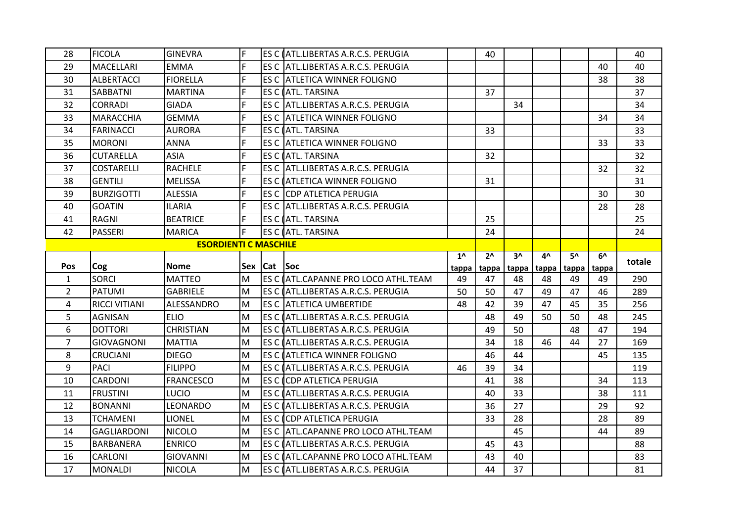| 28 | FICOLA | GINEVRA | F | ES C | ATL.LIBERTAS A.R.C.S. PERUGIA | | 40 | | | | | 40 |
|---|---|---|---|---|---|---|---|---|---|---|---|---|
| 29 | MACELLARI | EMMA | F | ES C | ATL.LIBERTAS A.R.C.S. PERUGIA | | | | | | 40 | 40 |
| 30 | ALBERTACCI | FIORELLA | F | ES C | ATLETICA WINNER FOLIGNO | | | | | | 38 | 38 |
| 31 | SABBATNI | MARTINA | F | ES C | ATL. TARSINA | | 37 | | | | | 37 |
| 32 | CORRADI | GIADA | F | ES C | ATL.LIBERTAS A.R.C.S. PERUGIA | | | 34 | | | | 34 |
| 33 | MARACCHIA | GEMMA | F | ES C | ATLETICA WINNER FOLIGNO | | | | | | 34 | 34 |
| 34 | FARINACCI | AURORA | F | ES C | ATL. TARSINA | | 33 | | | | | 33 |
| 35 | MORONI | ANNA | F | ES C | ATLETICA WINNER FOLIGNO | | | | | | 33 | 33 |
| 36 | CUTARELLA | ASIA | F | ES C | ATL. TARSINA | | 32 | | | | | 32 |
| 37 | COSTARELLI | RACHELE | F | ES C | ATL.LIBERTAS A.R.C.S. PERUGIA | | | | | | 32 | 32 |
| 38 | GENTILI | MELISSA | F | ES C | ATLETICA WINNER FOLIGNO | | 31 | | | | | 31 |
| 39 | BURZIGOTTI | ALESSIA | F | ES C | CDP ATLETICA PERUGIA | | | | | | 30 | 30 |
| 40 | GOATIN | ILARIA | F | ES C | ATL.LIBERTAS A.R.C.S. PERUGIA | | | | | | 28 | 28 |
| 41 | RAGNI | BEATRICE | F | ES C | ATL. TARSINA | | 25 | | | | | 25 |
| 42 | PASSERI | MARICA | F | ES C | ATL. TARSINA | | 24 | | | | | 24 |

**ESORDIENTI C MASCHILE**

| Pos | Cog | Nome | Sex | Cat | Soc | 1^ tappa | 2^ tappa | 3^ tappa | 4^ tappa | 5^ tappa | 6^ tappa | totale |
|---|---|---|---|---|---|---|---|---|---|---|---|---|
| 1 | SORCI | MATTEO | M | ES C | ATL.CAPANNE PRO LOCO ATHL.TEAM | 49 | 47 | 48 | 48 | 49 | 49 | 290 |
| 2 | PATUMI | GABRIELE | M | ES C | ATL.LIBERTAS A.R.C.S. PERUGIA | 50 | 50 | 47 | 49 | 47 | 46 | 289 |
| 4 | RICCI VITIANI | ALESSANDRO | M | ES C | ATLETICA UMBERTIDE | 48 | 42 | 39 | 47 | 45 | 35 | 256 |
| 5 | AGNISAN | ELIO | M | ES C | ATL.LIBERTAS A.R.C.S. PERUGIA | | 48 | 49 | 50 | 50 | 48 | 245 |
| 6 | DOTTORI | CHRISTIAN | M | ES C | ATL.LIBERTAS A.R.C.S. PERUGIA | | 49 | 50 | | 48 | 47 | 194 |
| 7 | GIOVAGNONI | MATTIA | M | ES C | ATL.LIBERTAS A.R.C.S. PERUGIA | | 34 | 18 | 46 | 44 | 27 | 169 |
| 8 | CRUCIANI | DIEGO | M | ES C | ATLETICA WINNER FOLIGNO | | 46 | 44 | | | 45 | 135 |
| 9 | PACI | FILIPPO | M | ES C | ATL.LIBERTAS A.R.C.S. PERUGIA | 46 | 39 | 34 | | | | 119 |
| 10 | CARDONI | FRANCESCO | M | ES C | CDP ATLETICA PERUGIA | | 41 | 38 | | | 34 | 113 |
| 11 | FRUSTINI | LUCIO | M | ES C | ATL.LIBERTAS A.R.C.S. PERUGIA | | 40 | 33 | | | 38 | 111 |
| 12 | BONANNI | LEONARDO | M | ES C | ATL.LIBERTAS A.R.C.S. PERUGIA | | 36 | 27 | | | 29 | 92 |
| 13 | TCHAMENI | LIONEL | M | ES C | CDP ATLETICA PERUGIA | | 33 | 28 | | | 28 | 89 |
| 14 | GAGLIARDONI | NICOLO | M | ES C | ATL.CAPANNE PRO LOCO ATHL.TEAM | | | 45 | | | 44 | 89 |
| 15 | BARBANERA | ENRICO | M | ES C | ATL.LIBERTAS A.R.C.S. PERUGIA | | 45 | 43 | | | | 88 |
| 16 | CARLONI | GIOVANNI | M | ES C | ATL.CAPANNE PRO LOCO ATHL.TEAM | | 43 | 40 | | | | 83 |
| 17 | MONALDI | NICOLA | M | ES C | ATL.LIBERTAS A.R.C.S. PERUGIA | | 44 | 37 | | | | 81 |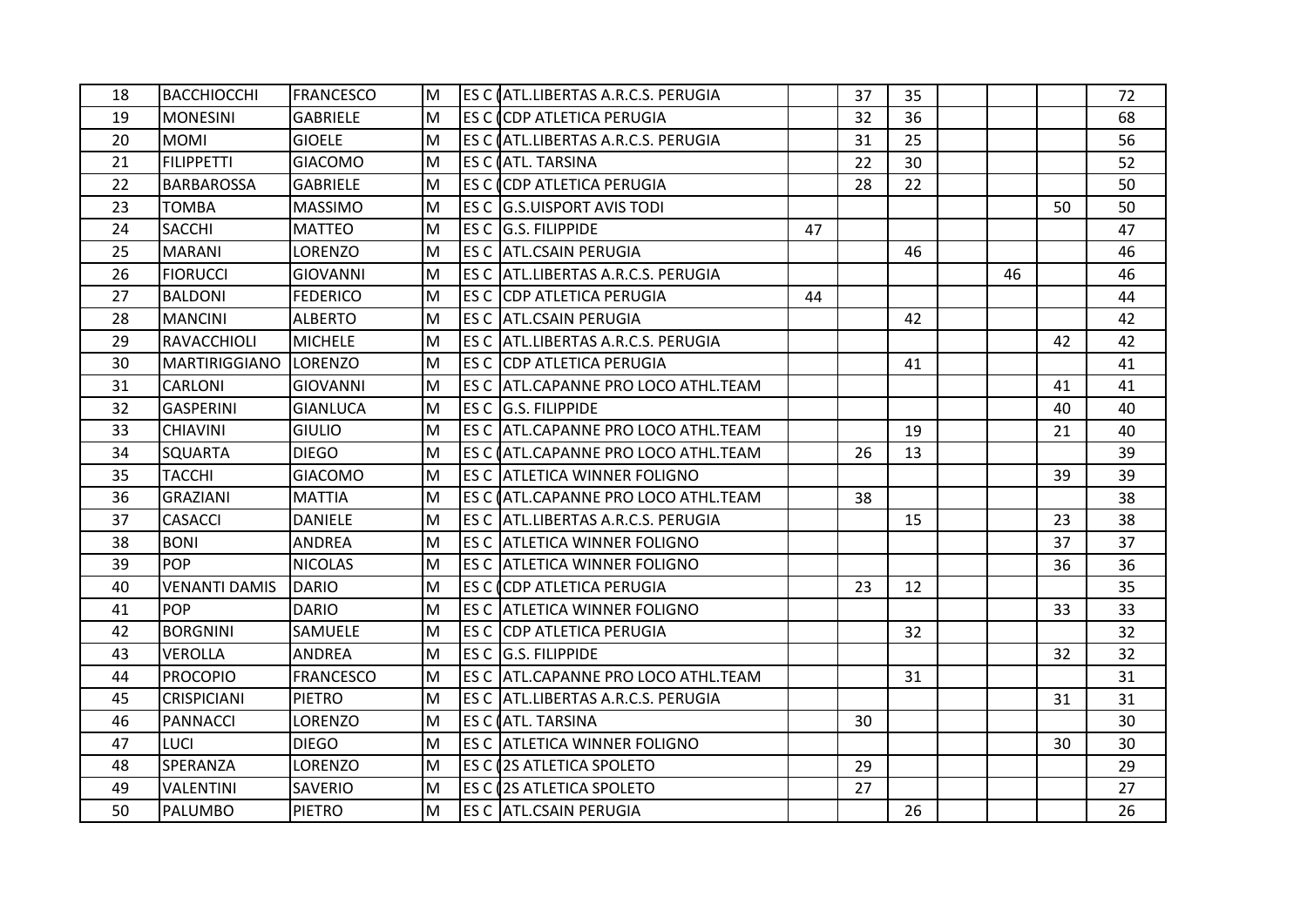| | | | | | | | | | | | | |
|---|---|---|---|---|---|---|---|---|---|---|---|---|
| 18 | BACCHIOCCHI | FRANCESCO | M | ES C ( | ATL.LIBERTAS A.R.C.S. PERUGIA | | 37 | 35 | | | | 72 |
| 19 | MONESINI | GABRIELE | M | ES C ( | CDP ATLETICA PERUGIA | | 32 | 36 | | | | 68 |
| 20 | MOMI | GIOELE | M | ES C ( | ATL.LIBERTAS A.R.C.S. PERUGIA | | 31 | 25 | | | | 56 |
| 21 | FILIPPETTI | GIACOMO | M | ES C ( | ATL. TARSINA | | 22 | 30 | | | | 52 |
| 22 | BARBAROSSA | GABRIELE | M | ES C ( | CDP ATLETICA PERUGIA | | 28 | 22 | | | | 50 |
| 23 | TOMBA | MASSIMO | M | ES C | G.S.UISPORT AVIS TODI | | | | | | 50 | 50 |
| 24 | SACCHI | MATTEO | M | ES C | G.S. FILIPPIDE | 47 | | | | | | 47 |
| 25 | MARANI | LORENZO | M | ES C | ATL.CSAIN PERUGIA | | | 46 | | | | 46 |
| 26 | FIORUCCI | GIOVANNI | M | ES C | ATL.LIBERTAS A.R.C.S. PERUGIA | | | | | 46 | | 46 |
| 27 | BALDONI | FEDERICO | M | ES C | CDP ATLETICA PERUGIA | 44 | | | | | | 44 |
| 28 | MANCINI | ALBERTO | M | ES C | ATL.CSAIN PERUGIA | | | 42 | | | | 42 |
| 29 | RAVACCHIOLI | MICHELE | M | ES C | ATL.LIBERTAS A.R.C.S. PERUGIA | | | | | | 42 | 42 |
| 30 | MARTIRIGGIANO | LORENZO | M | ES C | CDP ATLETICA PERUGIA | | | 41 | | | | 41 |
| 31 | CARLONI | GIOVANNI | M | ES C | ATL.CAPANNE PRO LOCO ATHL.TEAM | | | | | | 41 | 41 |
| 32 | GASPERINI | GIANLUCA | M | ES C | G.S. FILIPPIDE | | | | | | 40 | 40 |
| 33 | CHIAVINI | GIULIO | M | ES C | ATL.CAPANNE PRO LOCO ATHL.TEAM | | | 19 | | | 21 | 40 |
| 34 | SQUARTA | DIEGO | M | ES C ( | ATL.CAPANNE PRO LOCO ATHL.TEAM | | 26 | 13 | | | | 39 |
| 35 | TACCHI | GIACOMO | M | ES C | ATLETICA WINNER FOLIGNO | | | | | | 39 | 39 |
| 36 | GRAZIANI | MATTIA | M | ES C ( | ATL.CAPANNE PRO LOCO ATHL.TEAM | | 38 | | | | | 38 |
| 37 | CASACCI | DANIELE | M | ES C | ATL.LIBERTAS A.R.C.S. PERUGIA | | | 15 | | | 23 | 38 |
| 38 | BONI | ANDREA | M | ES C | ATLETICA WINNER FOLIGNO | | | | | | 37 | 37 |
| 39 | POP | NICOLAS | M | ES C | ATLETICA WINNER FOLIGNO | | | | | | 36 | 36 |
| 40 | VENANTI DAMIS | DARIO | M | ES C ( | CDP ATLETICA PERUGIA | | 23 | 12 | | | | 35 |
| 41 | POP | DARIO | M | ES C | ATLETICA WINNER FOLIGNO | | | | | | 33 | 33 |
| 42 | BORGNINI | SAMUELE | M | ES C | CDP ATLETICA PERUGIA | | | 32 | | | | 32 |
| 43 | VEROLLA | ANDREA | M | ES C | G.S. FILIPPIDE | | | | | | 32 | 32 |
| 44 | PROCOPIO | FRANCESCO | M | ES C | ATL.CAPANNE PRO LOCO ATHL.TEAM | | | 31 | | | | 31 |
| 45 | CRISPICIANI | PIETRO | M | ES C | ATL.LIBERTAS A.R.C.S. PERUGIA | | | | | | 31 | 31 |
| 46 | PANNACCI | LORENZO | M | ES C ( | ATL. TARSINA | | 30 | | | | | 30 |
| 47 | LUCI | DIEGO | M | ES C | ATLETICA WINNER FOLIGNO | | | | | | 30 | 30 |
| 48 | SPERANZA | LORENZO | M | ES C ( | 2S ATLETICA SPOLETO | | 29 | | | | | 29 |
| 49 | VALENTINI | SAVERIO | M | ES C ( | 2S ATLETICA SPOLETO | | 27 | | | | | 27 |
| 50 | PALUMBO | PIETRO | M | ES C | ATL.CSAIN PERUGIA | | | 26 | | | | 26 |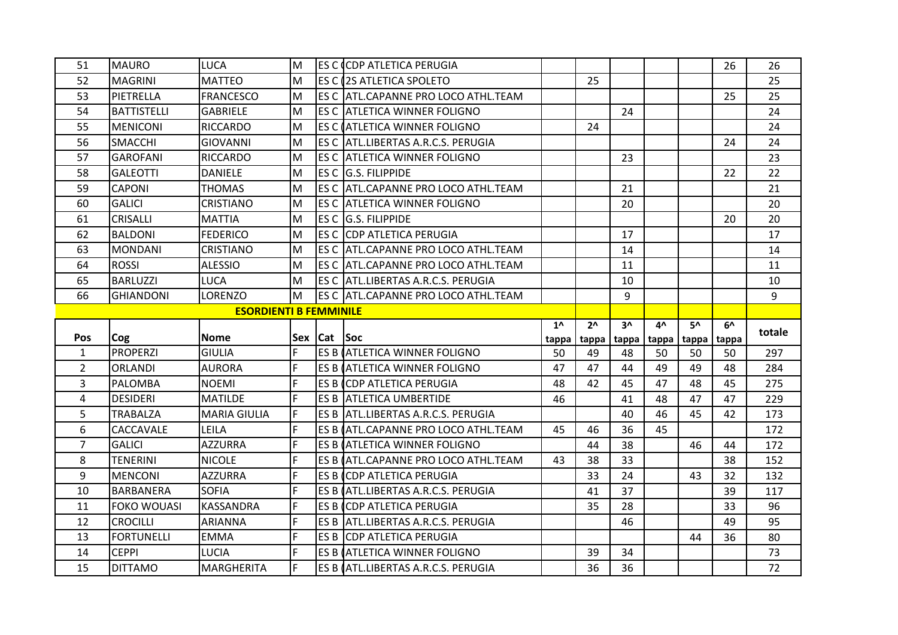| 51 | MAURO | LUCA | M | ES C | CDP ATLETICA PERUGIA | | | | | | 26 | 26 |
|---|---|---|---|---|---|---|---|---|---|---|---|---|
| 52 | MAGRINI | MATTEO | M | ES C | 2S ATLETICA SPOLETO | | 25 | | | | | 25 |
| 53 | PIETRELLA | FRANCESCO | M | ES C | ATL.CAPANNE PRO LOCO ATHL.TEAM | | | | | | 25 | 25 |
| 54 | BATTISTELLI | GABRIELE | M | ES C | ATLETICA WINNER FOLIGNO | | | 24 | | | | 24 |
| 55 | MENICONI | RICCARDO | M | ES C | ATLETICA WINNER FOLIGNO | | 24 | | | | | 24 |
| 56 | SMACCHI | GIOVANNI | M | ES C | ATL.LIBERTAS A.R.C.S. PERUGIA | | | | | | 24 | 24 |
| 57 | GAROFANI | RICCARDO | M | ES C | ATLETICA WINNER FOLIGNO | | | 23 | | | | 23 |
| 58 | GALEOTTI | DANIELE | M | ES C | G.S. FILIPPIDE | | | | | | 22 | 22 |
| 59 | CAPONI | THOMAS | M | ES C | ATL.CAPANNE PRO LOCO ATHL.TEAM | | | 21 | | | | 21 |
| 60 | GALICI | CRISTIANO | M | ES C | ATLETICA WINNER FOLIGNO | | | 20 | | | | 20 |
| 61 | CRISALLI | MATTIA | M | ES C | G.S. FILIPPIDE | | | | | | 20 | 20 |
| 62 | BALDONI | FEDERICO | M | ES C | CDP ATLETICA PERUGIA | | | 17 | | | | 17 |
| 63 | MONDANI | CRISTIANO | M | ES C | ATL.CAPANNE PRO LOCO ATHL.TEAM | | | 14 | | | | 14 |
| 64 | ROSSI | ALESSIO | M | ES C | ATL.CAPANNE PRO LOCO ATHL.TEAM | | | 11 | | | | 11 |
| 65 | BARLUZZI | LUCA | M | ES C | ATL.LIBERTAS A.R.C.S. PERUGIA | | | 10 | | | | 10 |
| 66 | GHIANDONI | LORENZO | M | ES C | ATL.CAPANNE PRO LOCO ATHL.TEAM | | | 9 | | | | 9 |

**ESORDIENTI B FEMMINILE**

| Pos | Cog | Nome | Sex | Cat | Soc | 1^ tappa | 2^ tappa | 3^ tappa | 4^ tappa | 5^ tappa | 6^ tappa | totale |
|---|---|---|---|---|---|---|---|---|---|---|---|---|
| 1 | PROPERZI | GIULIA | F | ES B | ATLETICA WINNER FOLIGNO | 50 | 49 | 48 | 50 | 50 | 50 | 297 |
| 2 | ORLANDI | AURORA | F | ES B | ATLETICA WINNER FOLIGNO | 47 | 47 | 44 | 49 | 49 | 48 | 284 |
| 3 | PALOMBA | NOEMI | F | ES B | CDP ATLETICA PERUGIA | 48 | 42 | 45 | 47 | 48 | 45 | 275 |
| 4 | DESIDERI | MATILDE | F | ES B | ATLETICA UMBERTIDE | 46 | | 41 | 48 | 47 | 47 | 229 |
| 5 | TRABALZA | MARIA GIULIA | F | ES B | ATL.LIBERTAS A.R.C.S. PERUGIA | | | 40 | 46 | 45 | 42 | 173 |
| 6 | CACCAVALE | LEILA | F | ES B | ATL.CAPANNE PRO LOCO ATHL.TEAM | 45 | 46 | 36 | 45 | | | 172 |
| 7 | GALICI | AZZURRA | F | ES B | ATLETICA WINNER FOLIGNO | | 44 | 38 | | 46 | 44 | 172 |
| 8 | TENERINI | NICOLE | F | ES B | ATL.CAPANNE PRO LOCO ATHL.TEAM | 43 | 38 | 33 | | | 38 | 152 |
| 9 | MENCONI | AZZURRA | F | ES B | CDP ATLETICA PERUGIA | | 33 | 24 | | 43 | 32 | 132 |
| 10 | BARBANERA | SOFIA | F | ES B | ATL.LIBERTAS A.R.C.S. PERUGIA | | 41 | 37 | | | 39 | 117 |
| 11 | FOKO WOUASI | KASSANDRA | F | ES B | CDP ATLETICA PERUGIA | | 35 | 28 | | | 33 | 96 |
| 12 | CROCILLI | ARIANNA | F | ES B | ATL.LIBERTAS A.R.C.S. PERUGIA | | | 46 | | | 49 | 95 |
| 13 | FORTUNELLI | EMMA | F | ES B | CDP ATLETICA PERUGIA | | | | | 44 | 36 | 80 |
| 14 | CEPPI | LUCIA | F | ES B | ATLETICA WINNER FOLIGNO | | 39 | 34 | | | | 73 |
| 15 | DITTAMO | MARGHERITA | F | ES B | ATL.LIBERTAS A.R.C.S. PERUGIA | | 36 | 36 | | | | 72 |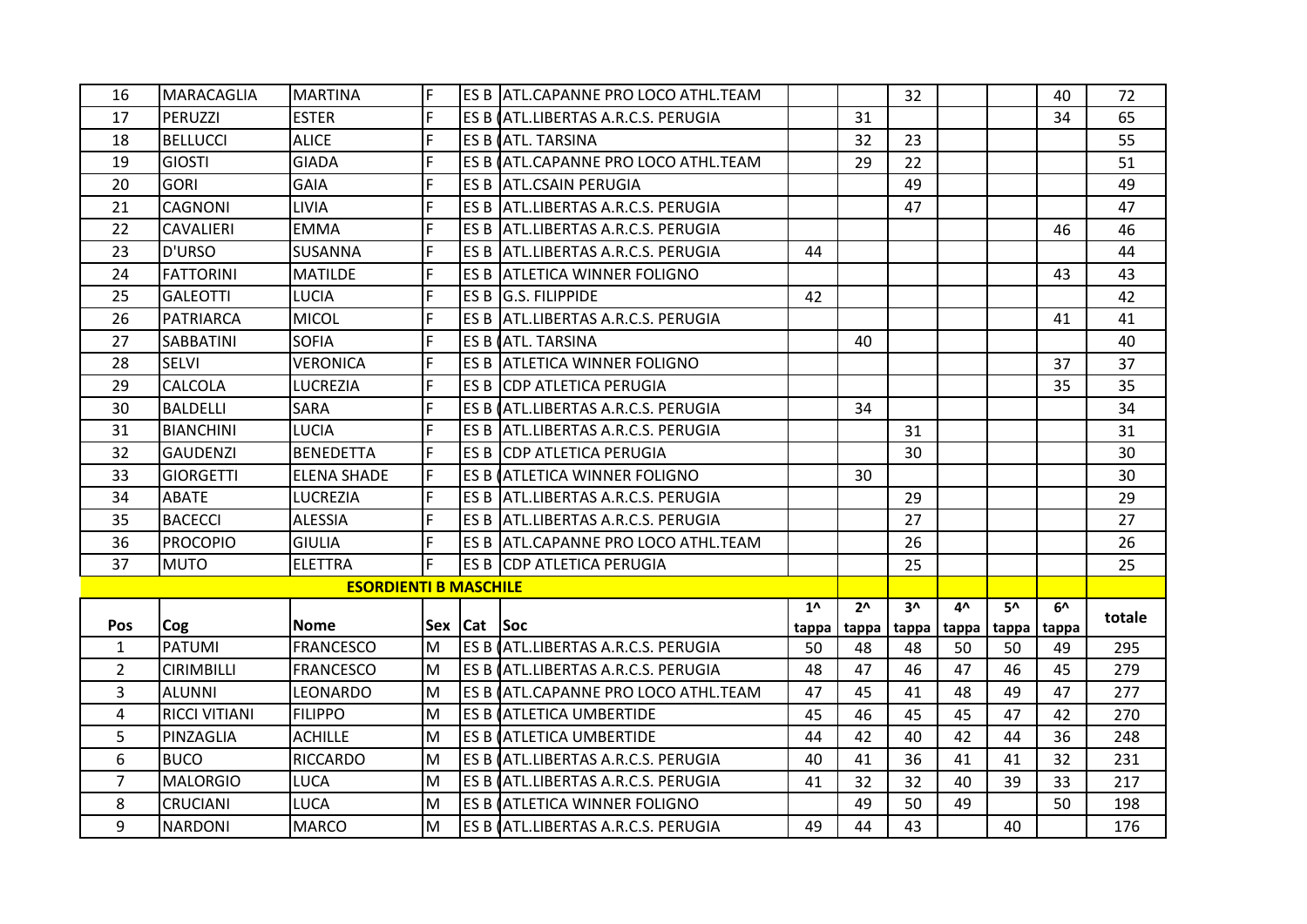| 16 | MARACAGLIA | MARTINA | F | ES B | ATL.CAPANNE PRO LOCO ATHL.TEAM | | | 32 | | | 40 | 72 |
|---|---|---|---|---|---|---|---|---|---|---|---|---|
| 17 | PERUZZI | ESTER | F | ES B ( | ATL.LIBERTAS A.R.C.S. PERUGIA | | 31 | | | | 34 | 65 |
| 18 | BELLUCCI | ALICE | F | ES B ( | ATL. TARSINA | | 32 | 23 | | | | 55 |
| 19 | GIOSTI | GIADA | F | ES B ( | ATL.CAPANNE PRO LOCO ATHL.TEAM | | 29 | 22 | | | | 51 |
| 20 | GORI | GAIA | F | ES B | ATL.CSAIN PERUGIA | | | 49 | | | | 49 |
| 21 | CAGNONI | LIVIA | F | ES B | ATL.LIBERTAS A.R.C.S. PERUGIA | | | 47 | | | | 47 |
| 22 | CAVALIERI | EMMA | F | ES B | ATL.LIBERTAS A.R.C.S. PERUGIA | | | | | | 46 | 46 |
| 23 | D'URSO | SUSANNA | F | ES B | ATL.LIBERTAS A.R.C.S. PERUGIA | 44 | | | | | | 44 |
| 24 | FATTORINI | MATILDE | F | ES B | ATLETICA WINNER FOLIGNO | | | | | | 43 | 43 |
| 25 | GALEOTTI | LUCIA | F | ES B | G.S. FILIPPIDE | 42 | | | | | | 42 |
| 26 | PATRIARCA | MICOL | F | ES B | ATL.LIBERTAS A.R.C.S. PERUGIA | | | | | | 41 | 41 |
| 27 | SABBATINI | SOFIA | F | ES B ( | ATL. TARSINA | | 40 | | | | | 40 |
| 28 | SELVI | VERONICA | F | ES B | ATLETICA WINNER FOLIGNO | | | | | | 37 | 37 |
| 29 | CALCOLA | LUCREZIA | F | ES B | CDP ATLETICA PERUGIA | | | | | | 35 | 35 |
| 30 | BALDELLI | SARA | F | ES B ( | ATL.LIBERTAS A.R.C.S. PERUGIA | | 34 | | | | | 34 |
| 31 | BIANCHINI | LUCIA | F | ES B | ATL.LIBERTAS A.R.C.S. PERUGIA | | | 31 | | | | 31 |
| 32 | GAUDENZI | BENEDETTA | F | ES B | CDP ATLETICA PERUGIA | | | 30 | | | | 30 |
| 33 | GIORGETTI | ELENA SHADE | F | ES B ( | ATLETICA WINNER FOLIGNO | | 30 | | | | | 30 |
| 34 | ABATE | LUCREZIA | F | ES B | ATL.LIBERTAS A.R.C.S. PERUGIA | | | 29 | | | | 29 |
| 35 | BACECCI | ALESSIA | F | ES B | ATL.LIBERTAS A.R.C.S. PERUGIA | | | 27 | | | | 27 |
| 36 | PROCOPIO | GIULIA | F | ES B | ATL.CAPANNE PRO LOCO ATHL.TEAM | | | 26 | | | | 26 |
| 37 | MUTO | ELETTRA | F | ES B | CDP ATLETICA PERUGIA | | | 25 | | | | 25 |

**ESORDIENTI B MASCHILE**

| Pos | Cog | Nome | Sex | Cat | Soc | 1^ tappa | 2^ tappa | 3^ tappa | 4^ tappa | 5^ tappa | 6^ tappa | totale |
|---|---|---|---|---|---|---|---|---|---|---|---|---|
| 1 | PATUMI | FRANCESCO | M | ES B ( | ATL.LIBERTAS A.R.C.S. PERUGIA | 50 | 48 | 48 | 50 | 50 | 49 | 295 |
| 2 | CIRIMBILLI | FRANCESCO | M | ES B ( | ATL.LIBERTAS A.R.C.S. PERUGIA | 48 | 47 | 46 | 47 | 46 | 45 | 279 |
| 3 | ALUNNI | LEONARDO | M | ES B ( | ATL.CAPANNE PRO LOCO ATHL.TEAM | 47 | 45 | 41 | 48 | 49 | 47 | 277 |
| 4 | RICCI VITIANI | FILIPPO | M | ES B ( | ATLETICA UMBERTIDE | 45 | 46 | 45 | 45 | 47 | 42 | 270 |
| 5 | PINZAGLIA | ACHILLE | M | ES B ( | ATLETICA UMBERTIDE | 44 | 42 | 40 | 42 | 44 | 36 | 248 |
| 6 | BUCO | RICCARDO | M | ES B ( | ATL.LIBERTAS A.R.C.S. PERUGIA | 40 | 41 | 36 | 41 | 41 | 32 | 231 |
| 7 | MALORGIO | LUCA | M | ES B ( | ATL.LIBERTAS A.R.C.S. PERUGIA | 41 | 32 | 32 | 40 | 39 | 33 | 217 |
| 8 | CRUCIANI | LUCA | M | ES B ( | ATLETICA WINNER FOLIGNO | | 49 | 50 | 49 | | 50 | 198 |
| 9 | NARDONI | MARCO | M | ES B ( | ATL.LIBERTAS A.R.C.S. PERUGIA | 49 | 44 | 43 | | 40 | | 176 |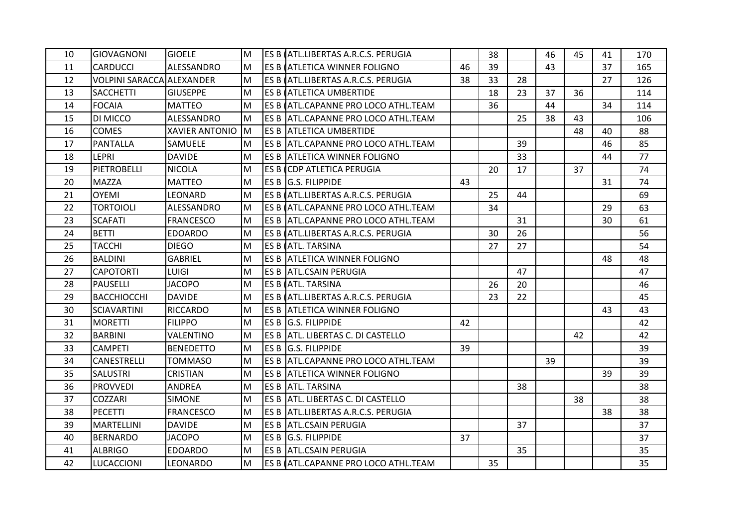| | | | | | | | | | | | | |
|---|---|---|---|---|---|---|---|---|---|---|---|---|
| 10 | GIOVAGNONI | GIOELE | M | ES B ( | ATL.LIBERTAS A.R.C.S. PERUGIA | | 38 | | 46 | 45 | 41 | 170 |
| 11 | CARDUCCI | ALESSANDRO | M | ES B ( | ATLETICA WINNER FOLIGNO | 46 | 39 | | 43 | | 37 | 165 |
| 12 | VOLPINI SARACCA | ALEXANDER | M | ES B ( | ATL.LIBERTAS A.R.C.S. PERUGIA | 38 | 33 | 28 | | | 27 | 126 |
| 13 | SACCHETTI | GIUSEPPE | M | ES B ( | ATLETICA UMBERTIDE | | 18 | 23 | 37 | 36 | | 114 |
| 14 | FOCAIA | MATTEO | M | ES B ( | ATL.CAPANNE PRO LOCO ATHL.TEAM | | 36 | | 44 | | 34 | 114 |
| 15 | DI MICCO | ALESSANDRO | M | ES B | ATL.CAPANNE PRO LOCO ATHL.TEAM | | | 25 | 38 | 43 | | 106 |
| 16 | COMES | XAVIER ANTONIO | M | ES B | ATLETICA UMBERTIDE | | | | | 48 | 40 | 88 |
| 17 | PANTALLA | SAMUELE | M | ES B | ATL.CAPANNE PRO LOCO ATHL.TEAM | | | 39 | | | 46 | 85 |
| 18 | LEPRI | DAVIDE | M | ES B | ATLETICA WINNER FOLIGNO | | | 33 | | | 44 | 77 |
| 19 | PIETROBELLI | NICOLA | M | ES B ( | CDP ATLETICA PERUGIA | | 20 | 17 | | 37 | | 74 |
| 20 | MAZZA | MATTEO | M | ES B | G.S. FILIPPIDE | 43 | | | | | 31 | 74 |
| 21 | OYEMI | LEONARD | M | ES B ( | ATL.LIBERTAS A.R.C.S. PERUGIA | | 25 | 44 | | | | 69 |
| 22 | TORTOIOLI | ALESSANDRO | M | ES B ( | ATL.CAPANNE PRO LOCO ATHL.TEAM | | 34 | | | | 29 | 63 |
| 23 | SCAFATI | FRANCESCO | M | ES B | ATL.CAPANNE PRO LOCO ATHL.TEAM | | | 31 | | | 30 | 61 |
| 24 | BETTI | EDOARDO | M | ES B ( | ATL.LIBERTAS A.R.C.S. PERUGIA | | 30 | 26 | | | | 56 |
| 25 | TACCHI | DIEGO | M | ES B ( | ATL. TARSINA | | 27 | 27 | | | | 54 |
| 26 | BALDINI | GABRIEL | M | ES B | ATLETICA WINNER FOLIGNO | | | | | | 48 | 48 |
| 27 | CAPOTORTI | LUIGI | M | ES B | ATL.CSAIN PERUGIA | | | 47 | | | | 47 |
| 28 | PAUSELLI | JACOPO | M | ES B ( | ATL. TARSINA | | 26 | 20 | | | | 46 |
| 29 | BACCHIOCCHI | DAVIDE | M | ES B ( | ATL.LIBERTAS A.R.C.S. PERUGIA | | 23 | 22 | | | | 45 |
| 30 | SCIAVARTINI | RICCARDO | M | ES B | ATLETICA WINNER FOLIGNO | | | | | | 43 | 43 |
| 31 | MORETTI | FILIPPO | M | ES B | G.S. FILIPPIDE | 42 | | | | | | 42 |
| 32 | BARBINI | VALENTINO | M | ES B | ATL. LIBERTAS C. DI CASTELLO | | | | | 42 | | 42 |
| 33 | CAMPETI | BENEDETTO | M | ES B | G.S. FILIPPIDE | 39 | | | | | | 39 |
| 34 | CANESTRELLI | TOMMASO | M | ES B | ATL.CAPANNE PRO LOCO ATHL.TEAM | | | | 39 | | | 39 |
| 35 | SALUSTRI | CRISTIAN | M | ES B | ATLETICA WINNER FOLIGNO | | | | | | 39 | 39 |
| 36 | PROVVEDI | ANDREA | M | ES B | ATL. TARSINA | | | 38 | | | | 38 |
| 37 | COZZARI | SIMONE | M | ES B | ATL. LIBERTAS C. DI CASTELLO | | | | | 38 | | 38 |
| 38 | PECETTI | FRANCESCO | M | ES B | ATL.LIBERTAS A.R.C.S. PERUGIA | | | | | | 38 | 38 |
| 39 | MARTELLINI | DAVIDE | M | ES B | ATL.CSAIN PERUGIA | | | 37 | | | | 37 |
| 40 | BERNARDO | JACOPO | M | ES B | G.S. FILIPPIDE | 37 | | | | | | 37 |
| 41 | ALBRIGO | EDOARDO | M | ES B | ATL.CSAIN PERUGIA | | | 35 | | | | 35 |
| 42 | LUCACCIONI | LEONARDO | M | ES B ( | ATL.CAPANNE PRO LOCO ATHL.TEAM | | 35 | | | | | 35 |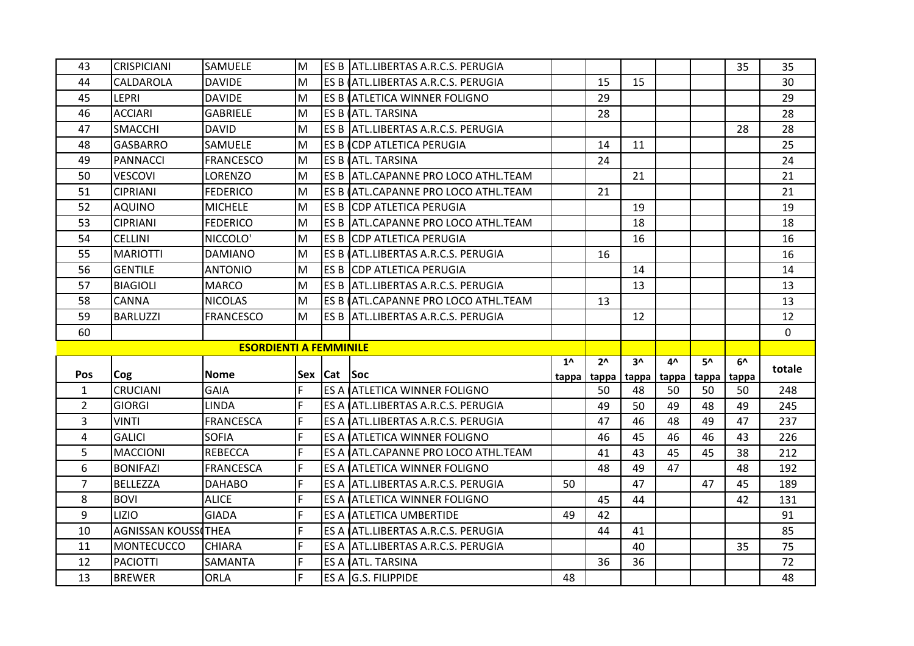| Pos | Cog | Nome | Sex | Cat | Soc | 1^ tappa | 2^ tappa | 3^ tappa | 4^ tappa | 5^ tappa | 6^ tappa | totale |
|---|---|---|---|---|---|---|---|---|---|---|---|---|
| 43 | CRISPICIANI | SAMUELE | M | ES B | ATL.LIBERTAS A.R.C.S. PERUGIA | | | | | | 35 | 35 |
| 44 | CALDAROLA | DAVIDE | M | ES B ( | ATL.LIBERTAS A.R.C.S. PERUGIA | | 15 | 15 | | | | 30 |
| 45 | LEPRI | DAVIDE | M | ES B ( | ATLETICA WINNER FOLIGNO | | 29 | | | | | 29 |
| 46 | ACCIARI | GABRIELE | M | ES B ( | ATL. TARSINA | | 28 | | | | | 28 |
| 47 | SMACCHI | DAVID | M | ES B | ATL.LIBERTAS A.R.C.S. PERUGIA | | | | | | 28 | 28 |
| 48 | GASBARRO | SAMUELE | M | ES B ( | CDP ATLETICA PERUGIA | | 14 | 11 | | | | 25 |
| 49 | PANNACCI | FRANCESCO | M | ES B ( | ATL. TARSINA | | 24 | | | | | 24 |
| 50 | VESCOVI | LORENZO | M | ES B | ATL.CAPANNE PRO LOCO ATHL.TEAM | | | 21 | | | | 21 |
| 51 | CIPRIANI | FEDERICO | M | ES B ( | ATL.CAPANNE PRO LOCO ATHL.TEAM | | 21 | | | | | 21 |
| 52 | AQUINO | MICHELE | M | ES B | CDP ATLETICA PERUGIA | | | 19 | | | | 19 |
| 53 | CIPRIANI | FEDERICO | M | ES B | ATL.CAPANNE PRO LOCO ATHL.TEAM | | | 18 | | | | 18 |
| 54 | CELLINI | NICCOLO' | M | ES B | CDP ATLETICA PERUGIA | | | 16 | | | | 16 |
| 55 | MARIOTTI | DAMIANO | M | ES B ( | ATL.LIBERTAS A.R.C.S. PERUGIA | | 16 | | | | | 16 |
| 56 | GENTILE | ANTONIO | M | ES B | CDP ATLETICA PERUGIA | | | 14 | | | | 14 |
| 57 | BIAGIOLI | MARCO | M | ES B | ATL.LIBERTAS A.R.C.S. PERUGIA | | | 13 | | | | 13 |
| 58 | CANNA | NICOLAS | M | ES B ( | ATL.CAPANNE PRO LOCO ATHL.TEAM | | 13 | | | | | 13 |
| 59 | BARLUZZI | FRANCESCO | M | ES B | ATL.LIBERTAS A.R.C.S. PERUGIA | | | 12 | | | | 12 |
| 60 | | | | | | | | | | | | 0 |

**ESORDIENTI A FEMMINILE**

| Pos | Cog | Nome | Sex | Cat | Soc | 1^ tappa | 2^ tappa | 3^ tappa | 4^ tappa | 5^ tappa | 6^ tappa | totale |
|---|---|---|---|---|---|---|---|---|---|---|---|---|
| 1 | CRUCIANI | GAIA | F | ES A ( | ATLETICA WINNER FOLIGNO | | 50 | 48 | 50 | 50 | 50 | 248 |
| 2 | GIORGI | LINDA | F | ES A ( | ATL.LIBERTAS A.R.C.S. PERUGIA | | 49 | 50 | 49 | 48 | 49 | 245 |
| 3 | VINTI | FRANCESCA | F | ES A ( | ATL.LIBERTAS A.R.C.S. PERUGIA | | 47 | 46 | 48 | 49 | 47 | 237 |
| 4 | GALICI | SOFIA | F | ES A ( | ATLETICA WINNER FOLIGNO | | 46 | 45 | 46 | 46 | 43 | 226 |
| 5 | MACCIONI | REBECCA | F | ES A ( | ATL.CAPANNE PRO LOCO ATHL.TEAM | | 41 | 43 | 45 | 45 | 38 | 212 |
| 6 | BONIFAZI | FRANCESCA | F | ES A ( | ATLETICA WINNER FOLIGNO | | 48 | 49 | 47 | | 48 | 192 |
| 7 | BELLEZZA | DAHABO | F | ES A | ATL.LIBERTAS A.R.C.S. PERUGIA | 50 | | 47 | | 47 | 45 | 189 |
| 8 | BOVI | ALICE | F | ES A ( | ATLETICA WINNER FOLIGNO | | 45 | 44 | | | 42 | 131 |
| 9 | LIZIO | GIADA | F | ES A ( | ATLETICA UMBERTIDE | 49 | 42 | | | | | 91 |
| 10 | AGNISSAN KOUSS(THEA | | F | ES A ( | ATL.LIBERTAS A.R.C.S. PERUGIA | | 44 | 41 | | | | 85 |
| 11 | MONTECUCCO | CHIARA | F | ES A | ATL.LIBERTAS A.R.C.S. PERUGIA | | | 40 | | | 35 | 75 |
| 12 | PACIOTTI | SAMANTA | F | ES A ( | ATL. TARSINA | | 36 | 36 | | | | 72 |
| 13 | BREWER | ORLA | F | ES A | G.S. FILIPPIDE | 48 | | | | | | 48 |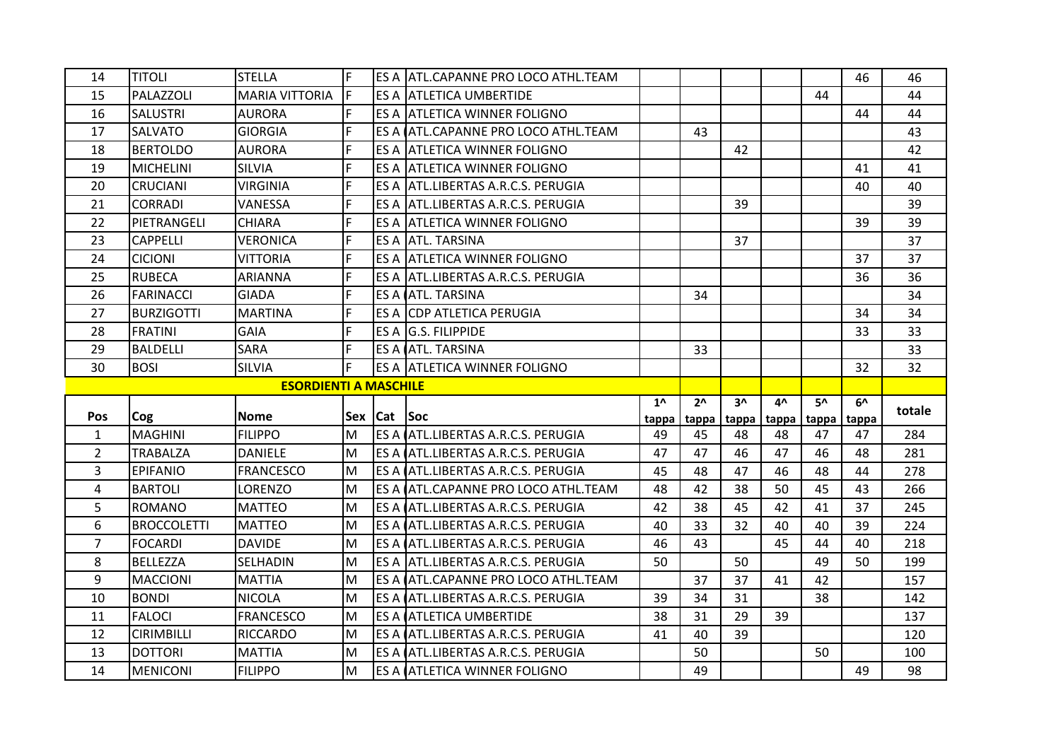| Pos | Cog | Nome | Sex | Cat | Soc | 1^ tappa | 2^ tappa | 3^ tappa | 4^ tappa | 5^ tappa | 6^ tappa | totale |
|---|---|---|---|---|---|---|---|---|---|---|---|---|
| 14 | TITOLI | STELLA | F | ES A | ATL.CAPANNE PRO LOCO ATHL.TEAM | | | | | | 46 | 46 |
| 15 | PALAZZOLI | MARIA VITTORIA | F | ES A | ATLETICA UMBERTIDE | | | | | 44 | | 44 |
| 16 | SALUSTRI | AURORA | F | ES A | ATLETICA WINNER FOLIGNO | | | | | | 44 | 44 |
| 17 | SALVATO | GIORGIA | F | ES A | ATL.CAPANNE PRO LOCO ATHL.TEAM | | 43 | | | | | 43 |
| 18 | BERTOLDO | AURORA | F | ES A | ATLETICA WINNER FOLIGNO | | | 42 | | | | 42 |
| 19 | MICHELINI | SILVIA | F | ES A | ATLETICA WINNER FOLIGNO | | | | | | 41 | 41 |
| 20 | CRUCIANI | VIRGINIA | F | ES A | ATL.LIBERTAS A.R.C.S. PERUGIA | | | | | | 40 | 40 |
| 21 | CORRADI | VANESSA | F | ES A | ATL.LIBERTAS A.R.C.S. PERUGIA | | | 39 | | | | 39 |
| 22 | PIETRANGELI | CHIARA | F | ES A | ATLETICA WINNER FOLIGNO | | | | | | 39 | 39 |
| 23 | CAPPELLI | VERONICA | F | ES A | ATL. TARSINA | | | 37 | | | | 37 |
| 24 | CICIONI | VITTORIA | F | ES A | ATLETICA WINNER FOLIGNO | | | | | | 37 | 37 |
| 25 | RUBECA | ARIANNA | F | ES A | ATL.LIBERTAS A.R.C.S. PERUGIA | | | | | | 36 | 36 |
| 26 | FARINACCI | GIADA | F | ES A | ATL. TARSINA | | 34 | | | | | 34 |
| 27 | BURZIGOTTI | MARTINA | F | ES A | CDP ATLETICA PERUGIA | | | | | | 34 | 34 |
| 28 | FRATINI | GAIA | F | ES A | G.S. FILIPPIDE | | | | | | 33 | 33 |
| 29 | BALDELLI | SARA | F | ES A | ATL. TARSINA | | 33 | | | | | 33 |
| 30 | BOSI | SILVIA | F | ES A | ATLETICA WINNER FOLIGNO | | | | | | 32 | 32 |

**ESORDIENTI A MASCHILE**

| Pos | Cog | Nome | Sex | Cat | Soc | 1^ tappa | 2^ tappa | 3^ tappa | 4^ tappa | 5^ tappa | 6^ tappa | totale |
|---|---|---|---|---|---|---|---|---|---|---|---|---|
| 1 | MAGHINI | FILIPPO | M | ES A | ATL.LIBERTAS A.R.C.S. PERUGIA | 49 | 45 | 48 | 48 | 47 | 47 | 284 |
| 2 | TRABALZA | DANIELE | M | ES A | ATL.LIBERTAS A.R.C.S. PERUGIA | 47 | 47 | 46 | 47 | 46 | 48 | 281 |
| 3 | EPIFANIO | FRANCESCO | M | ES A | ATL.LIBERTAS A.R.C.S. PERUGIA | 45 | 48 | 47 | 46 | 48 | 44 | 278 |
| 4 | BARTOLI | LORENZO | M | ES A | ATL.CAPANNE PRO LOCO ATHL.TEAM | 48 | 42 | 38 | 50 | 45 | 43 | 266 |
| 5 | ROMANO | MATTEO | M | ES A | ATL.LIBERTAS A.R.C.S. PERUGIA | 42 | 38 | 45 | 42 | 41 | 37 | 245 |
| 6 | BROCCOLETTI | MATTEO | M | ES A | ATL.LIBERTAS A.R.C.S. PERUGIA | 40 | 33 | 32 | 40 | 40 | 39 | 224 |
| 7 | FOCARDI | DAVIDE | M | ES A | ATL.LIBERTAS A.R.C.S. PERUGIA | 46 | 43 | | 45 | 44 | 40 | 218 |
| 8 | BELLEZZA | SELHADIN | M | ES A | ATL.LIBERTAS A.R.C.S. PERUGIA | 50 | | 50 | | 49 | 50 | 199 |
| 9 | MACCIONI | MATTIA | M | ES A | ATL.CAPANNE PRO LOCO ATHL.TEAM | | 37 | 37 | 41 | 42 | | 157 |
| 10 | BONDI | NICOLA | M | ES A | ATL.LIBERTAS A.R.C.S. PERUGIA | 39 | 34 | 31 | | 38 | | 142 |
| 11 | FALOCI | FRANCESCO | M | ES A | ATLETICA UMBERTIDE | 38 | 31 | 29 | 39 | | | 137 |
| 12 | CIRIMBILLI | RICCARDO | M | ES A | ATL.LIBERTAS A.R.C.S. PERUGIA | 41 | 40 | 39 | | | | 120 |
| 13 | DOTTORI | MATTIA | M | ES A | ATL.LIBERTAS A.R.C.S. PERUGIA | | 50 | | | 50 | | 100 |
| 14 | MENICONI | FILIPPO | M | ES A | ATLETICA WINNER FOLIGNO | | 49 | | | | 49 | 98 |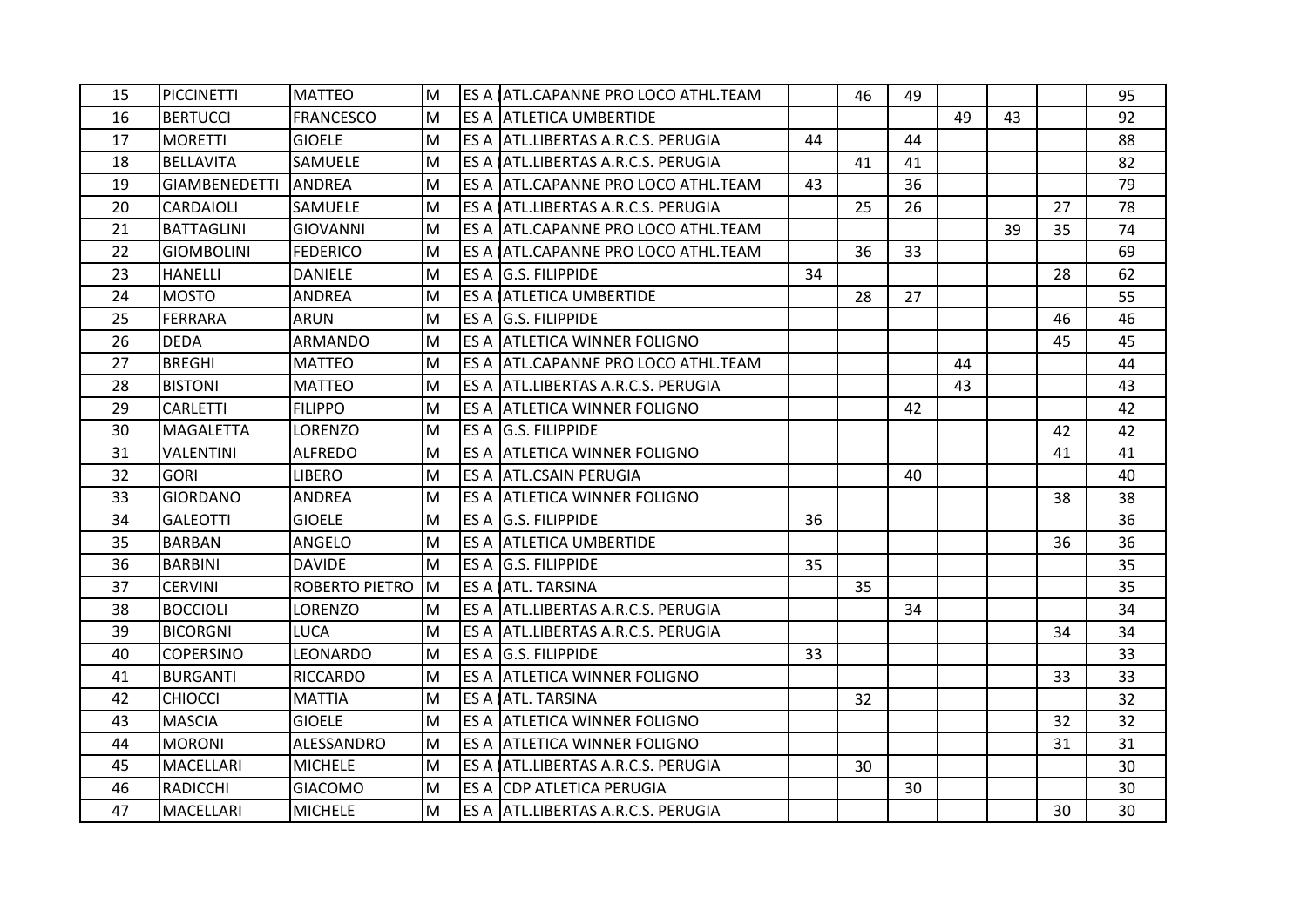| | | | | | | | | | | | | |
|---|---|---|---|---|---|---|---|---|---|---|---|---|
| 15 | PICCINETTI | MATTEO | M | ES A | ATL.CAPANNE PRO LOCO ATHL.TEAM | | 46 | 49 | | | | 95 |
| 16 | BERTUCCI | FRANCESCO | M | ES A | ATLETICA UMBERTIDE | | | | 49 | 43 | | 92 |
| 17 | MORETTI | GIOELE | M | ES A | ATL.LIBERTAS A.R.C.S. PERUGIA | 44 | | 44 | | | | 88 |
| 18 | BELLAVITA | SAMUELE | M | ES A | ATL.LIBERTAS A.R.C.S. PERUGIA | | 41 | 41 | | | | 82 |
| 19 | GIAMBENEDETTI | ANDREA | M | ES A | ATL.CAPANNE PRO LOCO ATHL.TEAM | 43 | | 36 | | | | 79 |
| 20 | CARDAIOLI | SAMUELE | M | ES A | ATL.LIBERTAS A.R.C.S. PERUGIA | | 25 | 26 | | | 27 | 78 |
| 21 | BATTAGLINI | GIOVANNI | M | ES A | ATL.CAPANNE PRO LOCO ATHL.TEAM | | | | | 39 | 35 | 74 |
| 22 | GIOMBOLINI | FEDERICO | M | ES A | ATL.CAPANNE PRO LOCO ATHL.TEAM | | 36 | 33 | | | | 69 |
| 23 | HANELLI | DANIELE | M | ES A | G.S. FILIPPIDE | 34 | | | | | 28 | 62 |
| 24 | MOSTO | ANDREA | M | ES A | ATLETICA UMBERTIDE | | 28 | 27 | | | | 55 |
| 25 | FERRARA | ARUN | M | ES A | G.S. FILIPPIDE | | | | | | 46 | 46 |
| 26 | DEDA | ARMANDO | M | ES A | ATLETICA WINNER FOLIGNO | | | | | | 45 | 45 |
| 27 | BREGHI | MATTEO | M | ES A | ATL.CAPANNE PRO LOCO ATHL.TEAM | | | | 44 | | | 44 |
| 28 | BISTONI | MATTEO | M | ES A | ATL.LIBERTAS A.R.C.S. PERUGIA | | | | 43 | | | 43 |
| 29 | CARLETTI | FILIPPO | M | ES A | ATLETICA WINNER FOLIGNO | | | 42 | | | | 42 |
| 30 | MAGALETTA | LORENZO | M | ES A | G.S. FILIPPIDE | | | | | | 42 | 42 |
| 31 | VALENTINI | ALFREDO | M | ES A | ATLETICA WINNER FOLIGNO | | | | | | 41 | 41 |
| 32 | GORI | LIBERO | M | ES A | ATL.CSAIN PERUGIA | | | 40 | | | | 40 |
| 33 | GIORDANO | ANDREA | M | ES A | ATLETICA WINNER FOLIGNO | | | | | | 38 | 38 |
| 34 | GALEOTTI | GIOELE | M | ES A | G.S. FILIPPIDE | 36 | | | | | | 36 |
| 35 | BARBAN | ANGELO | M | ES A | ATLETICA UMBERTIDE | | | | | | 36 | 36 |
| 36 | BARBINI | DAVIDE | M | ES A | G.S. FILIPPIDE | 35 | | | | | | 35 |
| 37 | CERVINI | ROBERTO PIETRO | M | ES A | ATL. TARSINA | | 35 | | | | | 35 |
| 38 | BOCCIOLI | LORENZO | M | ES A | ATL.LIBERTAS A.R.C.S. PERUGIA | | | 34 | | | | 34 |
| 39 | BICORGNI | LUCA | M | ES A | ATL.LIBERTAS A.R.C.S. PERUGIA | | | | | | 34 | 34 |
| 40 | COPERSINO | LEONARDO | M | ES A | G.S. FILIPPIDE | 33 | | | | | | 33 |
| 41 | BURGANTI | RICCARDO | M | ES A | ATLETICA WINNER FOLIGNO | | | | | | 33 | 33 |
| 42 | CHIOCCI | MATTIA | M | ES A | ATL. TARSINA | | 32 | | | | | 32 |
| 43 | MASCIA | GIOELE | M | ES A | ATLETICA WINNER FOLIGNO | | | | | | 32 | 32 |
| 44 | MORONI | ALESSANDRO | M | ES A | ATLETICA WINNER FOLIGNO | | | | | | 31 | 31 |
| 45 | MACELLARI | MICHELE | M | ES A | ATL.LIBERTAS A.R.C.S. PERUGIA | | 30 | | | | | 30 |
| 46 | RADICCHI | GIACOMO | M | ES A | CDP ATLETICA PERUGIA | | | 30 | | | | 30 |
| 47 | MACELLARI | MICHELE | M | ES A | ATL.LIBERTAS A.R.C.S. PERUGIA | | | | | | 30 | 30 |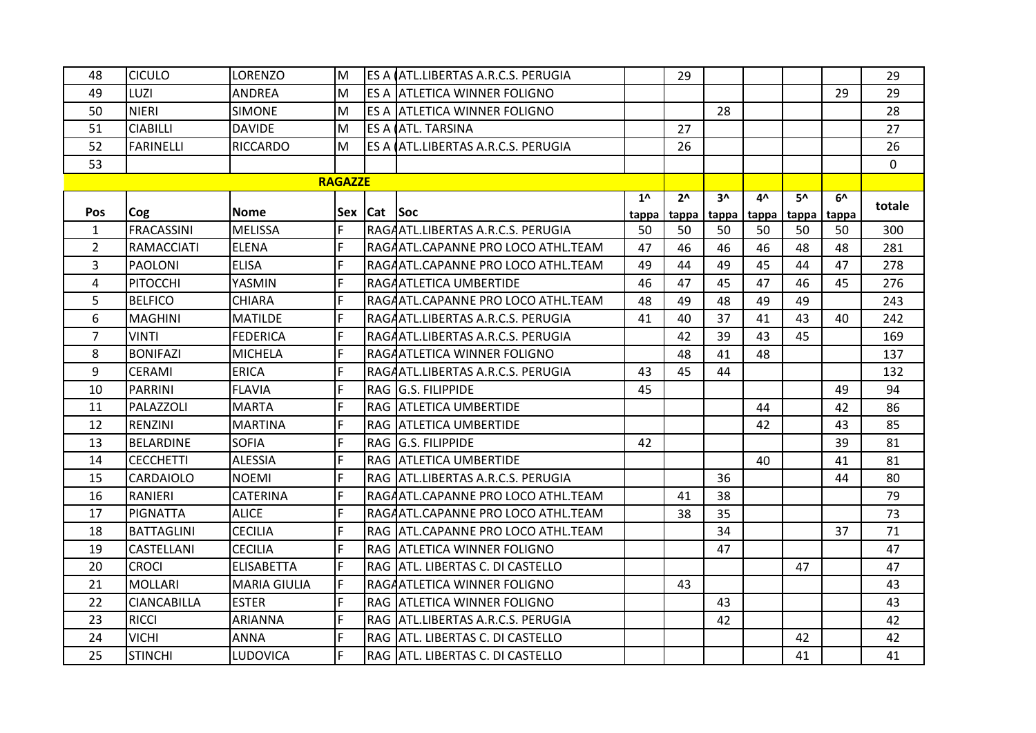| Pos | Cog | Nome | Sex | Cat | Soc | 1^ tappa | 2^ tappa | 3^ tappa | 4^ tappa | 5^ tappa | 6^ tappa | totale |
|---|---|---|---|---|---|---|---|---|---|---|---|---|
| 48 | CICULO | LORENZO | M | ES A | ATL.LIBERTAS A.R.C.S. PERUGIA | | 29 | | | | | 29 |
| 49 | LUZI | ANDREA | M | ES A | ATLETICA WINNER FOLIGNO | | | | | | 29 | 29 |
| 50 | NIERI | SIMONE | M | ES A | ATLETICA WINNER FOLIGNO | | | 28 | | | | 28 |
| 51 | CIABILLI | DAVIDE | M | ES A | ATL. TARSINA | | 27 | | | | | 27 |
| 52 | FARINELLI | RICCARDO | M | ES A | ATL.LIBERTAS A.R.C.S. PERUGIA | | 26 | | | | | 26 |
| 53 | | | | | | | | | | | | 0 |
| | | | RAGAZZE | | | | | | | | | |
| 1 | FRACASSINI | MELISSA | F | RAGA | ATL.LIBERTAS A.R.C.S. PERUGIA | 50 | 50 | 50 | 50 | 50 | 50 | 300 |
| 2 | RAMACCIATI | ELENA | F | RAGA | ATL.CAPANNE PRO LOCO ATHL.TEAM | 47 | 46 | 46 | 46 | 48 | 48 | 281 |
| 3 | PAOLONI | ELISA | F | RAGA | ATL.CAPANNE PRO LOCO ATHL.TEAM | 49 | 44 | 49 | 45 | 44 | 47 | 278 |
| 4 | PITOCCHI | YASMIN | F | RAGA | ATLETICA UMBERTIDE | 46 | 47 | 45 | 47 | 46 | 45 | 276 |
| 5 | BELFICO | CHIARA | F | RAGA | ATL.CAPANNE PRO LOCO ATHL.TEAM | 48 | 49 | 48 | 49 | 49 | | 243 |
| 6 | MAGHINI | MATILDE | F | RAGA | ATL.LIBERTAS A.R.C.S. PERUGIA | 41 | 40 | 37 | 41 | 43 | 40 | 242 |
| 7 | VINTI | FEDERICA | F | RAGA | ATL.LIBERTAS A.R.C.S. PERUGIA | | 42 | 39 | 43 | 45 | | 169 |
| 8 | BONIFAZI | MICHELA | F | RAGA | ATLETICA WINNER FOLIGNO | | 48 | 41 | 48 | | | 137 |
| 9 | CERAMI | ERICA | F | RAGA | ATL.LIBERTAS A.R.C.S. PERUGIA | 43 | 45 | 44 | | | | 132 |
| 10 | PARRINI | FLAVIA | F | RAG | G.S. FILIPPIDE | 45 | | | | | 49 | 94 |
| 11 | PALAZZOLI | MARTA | F | RAG | ATLETICA UMBERTIDE | | | | 44 | | 42 | 86 |
| 12 | RENZINI | MARTINA | F | RAG | ATLETICA UMBERTIDE | | | | 42 | | 43 | 85 |
| 13 | BELARDINE | SOFIA | F | RAG | G.S. FILIPPIDE | 42 | | | | | 39 | 81 |
| 14 | CECCHETTI | ALESSIA | F | RAG | ATLETICA UMBERTIDE | | | | 40 | | 41 | 81 |
| 15 | CARDAIOLO | NOEMI | F | RAG | ATL.LIBERTAS A.R.C.S. PERUGIA | | | 36 | | | 44 | 80 |
| 16 | RANIERI | CATERINA | F | RAGA | ATL.CAPANNE PRO LOCO ATHL.TEAM | | 41 | 38 | | | | 79 |
| 17 | PIGNATTA | ALICE | F | RAGA | ATL.CAPANNE PRO LOCO ATHL.TEAM | | 38 | 35 | | | | 73 |
| 18 | BATTAGLINI | CECILIA | F | RAG | ATL.CAPANNE PRO LOCO ATHL.TEAM | | | 34 | | | 37 | 71 |
| 19 | CASTELLANI | CECILIA | F | RAG | ATLETICA WINNER FOLIGNO | | | 47 | | | | 47 |
| 20 | CROCI | ELISABETTA | F | RAG | ATL. LIBERTAS C. DI CASTELLO | | | | | 47 | | 47 |
| 21 | MOLLARI | MARIA GIULIA | F | RAGA | ATLETICA WINNER FOLIGNO | | 43 | | | | | 43 |
| 22 | CIANCABILLA | ESTER | F | RAG | ATLETICA WINNER FOLIGNO | | | 43 | | | | 43 |
| 23 | RICCI | ARIANNA | F | RAG | ATL.LIBERTAS A.R.C.S. PERUGIA | | | 42 | | | | 42 |
| 24 | VICHI | ANNA | F | RAG | ATL. LIBERTAS C. DI CASTELLO | | | | | 42 | | 42 |
| 25 | STINCHI | LUDOVICA | F | RAG | ATL. LIBERTAS C. DI CASTELLO | | | | | 41 | | 41 |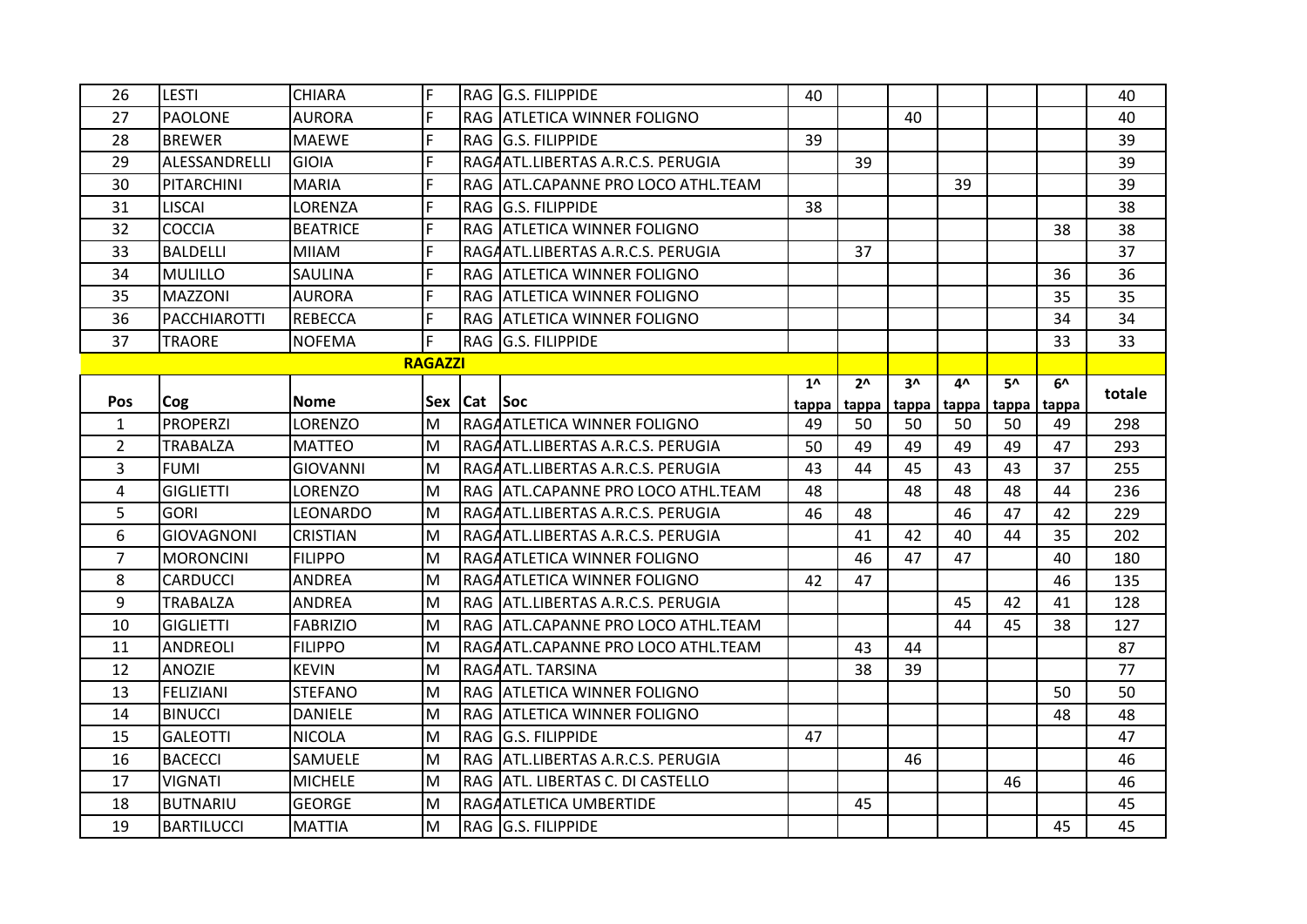| 26 | LESTI | CHIARA | F | RAG | G.S. FILIPPIDE | 40 | | | | | | 40 |
|---|---|---|---|---|---|---|---|---|---|---|---|---|
| 27 | PAOLONE | AURORA | F | RAG | ATLETICA WINNER FOLIGNO | | | 40 | | | | 40 |
| 28 | BREWER | MAEWE | F | RAG | G.S. FILIPPIDE | 39 | | | | | | 39 |
| 29 | ALESSANDRELLI | GIOIA | F | RAGA | ATL.LIBERTAS A.R.C.S. PERUGIA | | 39 | | | | | 39 |
| 30 | PITARCHINI | MARIA | F | RAG | ATL.CAPANNE PRO LOCO ATHL.TEAM | | | | 39 | | | 39 |
| 31 | LISCAI | LORENZA | F | RAG | G.S. FILIPPIDE | 38 | | | | | | 38 |
| 32 | COCCIA | BEATRICE | F | RAG | ATLETICA WINNER FOLIGNO | | | | | | 38 | 38 |
| 33 | BALDELLI | MIIAM | F | RAGA | ATL.LIBERTAS A.R.C.S. PERUGIA | | 37 | | | | | 37 |
| 34 | MULILLO | SAULINA | F | RAG | ATLETICA WINNER FOLIGNO | | | | | | 36 | 36 |
| 35 | MAZZONI | AURORA | F | RAG | ATLETICA WINNER FOLIGNO | | | | | | 35 | 35 |
| 36 | PACCHIAROTTI | REBECCA | F | RAG | ATLETICA WINNER FOLIGNO | | | | | | 34 | 34 |
| 37 | TRAORE | NOFEMA | F | RAG | G.S. FILIPPIDE | | | | | | 33 | 33 |

**RAGAZZI**

| Pos | Cog | Nome | Sex | Cat | Soc | 1^ tappa | 2^ tappa | 3^ tappa | 4^ tappa | 5^ tappa | 6^ tappa | totale |
|---|---|---|---|---|---|---|---|---|---|---|---|---|
| 1 | PROPERZI | LORENZO | M | RAGA | ATLETICA WINNER FOLIGNO | 49 | 50 | 50 | 50 | 50 | 49 | 298 |
| 2 | TRABALZA | MATTEO | M | RAGA | ATL.LIBERTAS A.R.C.S. PERUGIA | 50 | 49 | 49 | 49 | 49 | 47 | 293 |
| 3 | FUMI | GIOVANNI | M | RAGA | ATL.LIBERTAS A.R.C.S. PERUGIA | 43 | 44 | 45 | 43 | 43 | 37 | 255 |
| 4 | GIGLIETTI | LORENZO | M | RAG | ATL.CAPANNE PRO LOCO ATHL.TEAM | 48 | | 48 | 48 | 48 | 44 | 236 |
| 5 | GORI | LEONARDO | M | RAGA | ATL.LIBERTAS A.R.C.S. PERUGIA | 46 | 48 | | 46 | 47 | 42 | 229 |
| 6 | GIOVAGNONI | CRISTIAN | M | RAGA | ATL.LIBERTAS A.R.C.S. PERUGIA | | 41 | 42 | 40 | 44 | 35 | 202 |
| 7 | MORONCINI | FILIPPO | M | RAGA | ATLETICA WINNER FOLIGNO | | 46 | 47 | 47 | | 40 | 180 |
| 8 | CARDUCCI | ANDREA | M | RAGA | ATLETICA WINNER FOLIGNO | 42 | 47 | | | | 46 | 135 |
| 9 | TRABALZA | ANDREA | M | RAG | ATL.LIBERTAS A.R.C.S. PERUGIA | | | | 45 | 42 | 41 | 128 |
| 10 | GIGLIETTI | FABRIZIO | M | RAG | ATL.CAPANNE PRO LOCO ATHL.TEAM | | | | 44 | 45 | 38 | 127 |
| 11 | ANDREOLI | FILIPPO | M | RAGA | ATL.CAPANNE PRO LOCO ATHL.TEAM | | 43 | 44 | | | | 87 |
| 12 | ANOZIE | KEVIN | M | RAGA | ATL. TARSINA | | 38 | 39 | | | | 77 |
| 13 | FELIZIANI | STEFANO | M | RAG | ATLETICA WINNER FOLIGNO | | | | | | 50 | 50 |
| 14 | BINUCCI | DANIELE | M | RAG | ATLETICA WINNER FOLIGNO | | | | | | 48 | 48 |
| 15 | GALEOTTI | NICOLA | M | RAG | G.S. FILIPPIDE | 47 | | | | | | 47 |
| 16 | BACECCI | SAMUELE | M | RAG | ATL.LIBERTAS A.R.C.S. PERUGIA | | | 46 | | | | 46 |
| 17 | VIGNATI | MICHELE | M | RAG | ATL. LIBERTAS C. DI CASTELLO | | | | | 46 | | 46 |
| 18 | BUTNARIU | GEORGE | M | RAGA | ATLETICA UMBERTIDE | | 45 | | | | | 45 |
| 19 | BARTILUCCI | MATTIA | M | RAG | G.S. FILIPPIDE | | | | | | 45 | 45 |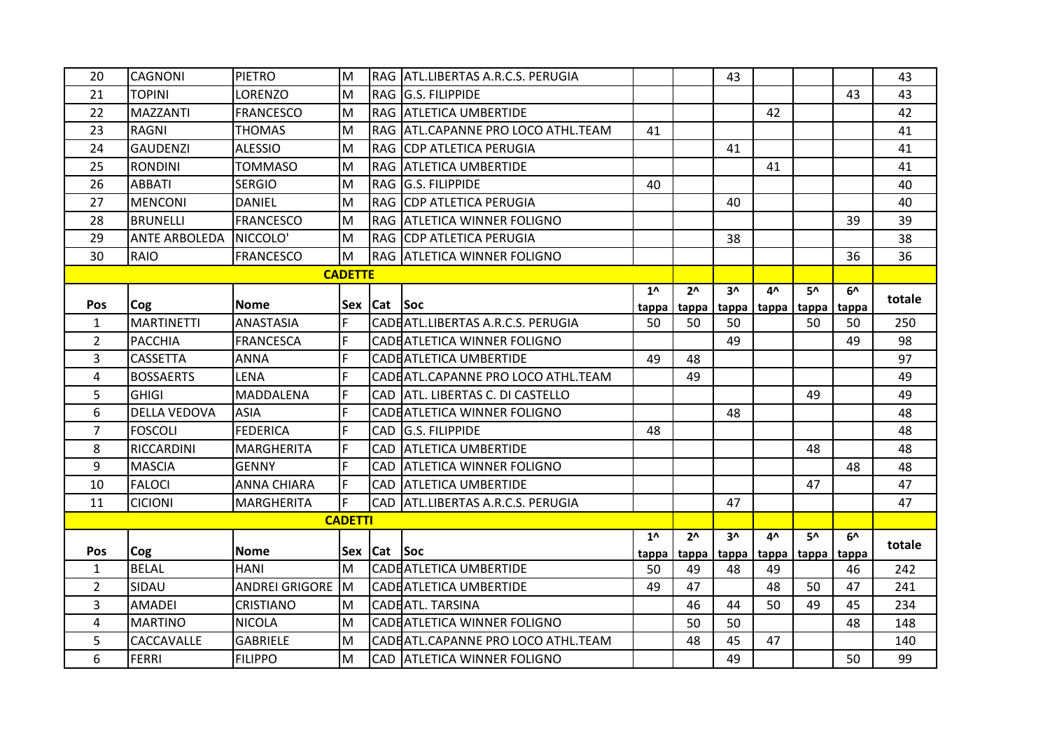| 20 | CAGNONI | PIETRO | M | RAG | ATL.LIBERTAS A.R.C.S. PERUGIA | | | 43 | | | | 43 |
|---|---|---|---|---|---|---|---|---|---|---|---|---|
| 21 | TOPINI | LORENZO | M | RAG | G.S. FILIPPIDE | | | | | | 43 | 43 |
| 22 | MAZZANTI | FRANCESCO | M | RAG | ATLETICA UMBERTIDE | | | | 42 | | | 42 |
| 23 | RAGNI | THOMAS | M | RAG | ATL.CAPANNE PRO LOCO ATHL.TEAM | 41 | | | | | | 41 |
| 24 | GAUDENZI | ALESSIO | M | RAG | CDP ATLETICA PERUGIA | | | 41 | | | | 41 |
| 25 | RONDINI | TOMMASO | M | RAG | ATLETICA UMBERTIDE | | | | 41 | | | 41 |
| 26 | ABBATI | SERGIO | M | RAG | G.S. FILIPPIDE | 40 | | | | | | 40 |
| 27 | MENCONI | DANIEL | M | RAG | CDP ATLETICA PERUGIA | | | 40 | | | | 40 |
| 28 | BRUNELLI | FRANCESCO | M | RAG | ATLETICA WINNER FOLIGNO | | | | | | 39 | 39 |
| 29 | ANTE ARBOLEDA | NICCOLO' | M | RAG | CDP ATLETICA PERUGIA | | | 38 | | | | 38 |
| 30 | RAIO | FRANCESCO | M | RAG | ATLETICA WINNER FOLIGNO | | | | | | 36 | 36 |

**CADETTE**

| Pos | Cog | Nome | Sex | Cat | Soc | 1^ tappa | 2^ tappa | 3^ tappa | 4^ tappa | 5^ tappa | 6^ tappa | totale |
|---|---|---|---|---|---|---|---|---|---|---|---|---|
| 1 | MARTINETTI | ANASTASIA | F | CADE | ATL.LIBERTAS A.R.C.S. PERUGIA | 50 | 50 | 50 | | 50 | 50 | 250 |
| 2 | PACCHIA | FRANCESCA | F | CADE | ATLETICA WINNER FOLIGNO | | | 49 | | | 49 | 98 |
| 3 | CASSETTA | ANNA | F | CADE | ATLETICA UMBERTIDE | 49 | 48 | | | | | 97 |
| 4 | BOSSAERTS | LENA | F | CADE | ATL.CAPANNE PRO LOCO ATHL.TEAM | | 49 | | | | | 49 |
| 5 | GHIGI | MADDALENA | F | CAD | ATL. LIBERTAS C. DI CASTELLO | | | | | 49 | | 49 |
| 6 | DELLA VEDOVA | ASIA | F | CADE | ATLETICA WINNER FOLIGNO | | | 48 | | | | 48 |
| 7 | FOSCOLI | FEDERICA | F | CAD | G.S. FILIPPIDE | 48 | | | | | | 48 |
| 8 | RICCARDINI | MARGHERITA | F | CAD | ATLETICA UMBERTIDE | | | | | 48 | | 48 |
| 9 | MASCIA | GENNY | F | CAD | ATLETICA WINNER FOLIGNO | | | | | | 48 | 48 |
| 10 | FALOCI | ANNA CHIARA | F | CAD | ATLETICA UMBERTIDE | | | | | 47 | | 47 |
| 11 | CICIONI | MARGHERITA | F | CAD | ATL.LIBERTAS A.R.C.S. PERUGIA | | | 47 | | | | 47 |

**CADETTI**

| Pos | Cog | Nome | Sex | Cat | Soc | 1^ tappa | 2^ tappa | 3^ tappa | 4^ tappa | 5^ tappa | 6^ tappa | totale |
|---|---|---|---|---|---|---|---|---|---|---|---|---|
| 1 | BELAL | HANI | M | CADE | ATLETICA UMBERTIDE | 50 | 49 | 48 | 49 | | 46 | 242 |
| 2 | SIDAU | ANDREI GRIGORE | M | CADE | ATLETICA UMBERTIDE | 49 | 47 | | 48 | 50 | 47 | 241 |
| 3 | AMADEI | CRISTIANO | M | CADE | ATL. TARSINA | | 46 | 44 | 50 | 49 | 45 | 234 |
| 4 | MARTINO | NICOLA | M | CADE | ATLETICA WINNER FOLIGNO | | 50 | 50 | | | 48 | 148 |
| 5 | CACCAVALLE | GABRIELE | M | CADE | ATL.CAPANNE PRO LOCO ATHL.TEAM | | 48 | 45 | 47 | | | 140 |
| 6 | FERRI | FILIPPO | M | CAD | ATLETICA WINNER FOLIGNO | | | 49 | | | 50 | 99 |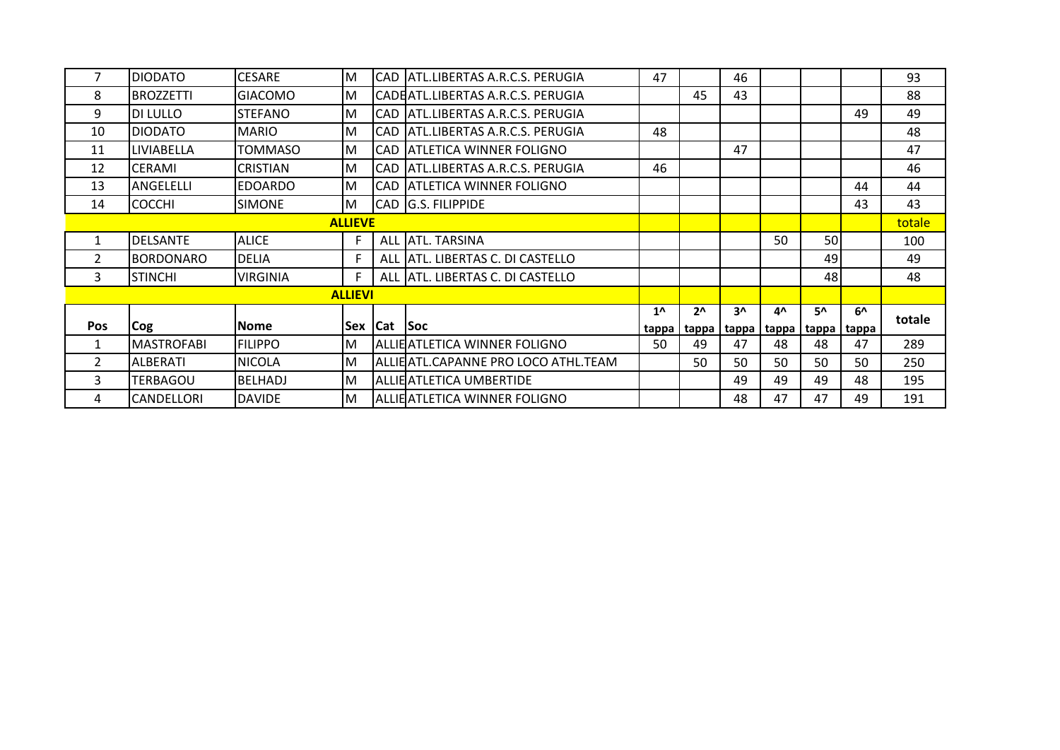| | | | | | | | | | | | | |
|---|---|---|---|---|---|---|---|---|---|---|---|---|
| 7 | DIODATO | CESARE | M | CAD | ATL.LIBERTAS A.R.C.S. PERUGIA | 47 | | 46 | | | | 93 |
| 8 | BROZZETTI | GIACOMO | M | CADE | ATL.LIBERTAS A.R.C.S. PERUGIA | | 45 | 43 | | | | 88 |
| 9 | DI LULLO | STEFANO | M | CAD | ATL.LIBERTAS A.R.C.S. PERUGIA | | | | | | 49 | 49 |
| 10 | DIODATO | MARIO | M | CAD | ATL.LIBERTAS A.R.C.S. PERUGIA | 48 | | | | | | 48 |
| 11 | LIVIABELLA | TOMMASO | M | CAD | ATLETICA WINNER FOLIGNO | | | 47 | | | | 47 |
| 12 | CERAMI | CRISTIAN | M | CAD | ATL.LIBERTAS A.R.C.S. PERUGIA | 46 | | | | | | 46 |
| 13 | ANGELELLI | EDOARDO | M | CAD | ATLETICA WINNER FOLIGNO | | | | | | 44 | 44 |
| 14 | COCCHI | SIMONE | M | CAD | G.S. FILIPPIDE | | | | | | 43 | 43 |
| | | | **ALLIEVE** | | | | | | | | | totale |
| 1 | DELSANTE | ALICE | F | ALL | ATL. TARSINA | | | | 50 | 50 | | 100 |
| 2 | BORDONARO | DELIA | F | ALL | ATL. LIBERTAS C. DI CASTELLO | | | | | 49 | | 49 |
| 3 | STINCHI | VIRGINIA | F | ALL | ATL. LIBERTAS C. DI CASTELLO | | | | | 48 | | 48 |
| | | | **ALLIEVI** | | | | | | | | | |
| **Pos** | **Cog** | **Nome** | **Sex** | **Cat** | **Soc** | **1^ tappa** | **2^ tappa** | **3^ tappa** | **4^ tappa** | **5^ tappa** | **6^ tappa** | **totale** |
| 1 | MASTROFABI | FILIPPO | M | ALLIE | ATLETICA WINNER FOLIGNO | 50 | 49 | 47 | 48 | 48 | 47 | 289 |
| 2 | ALBERATI | NICOLA | M | ALLIE | ATL.CAPANNE PRO LOCO ATHL.TEAM | | 50 | 50 | 50 | 50 | 50 | 250 |
| 3 | TERBAGOU | BELHADJ | M | ALLIE | ATLETICA UMBERTIDE | | | 49 | 49 | 49 | 48 | 195 |
| 4 | CANDELLORI | DAVIDE | M | ALLIE | ATLETICA WINNER FOLIGNO | | | 48 | 47 | 47 | 49 | 191 |